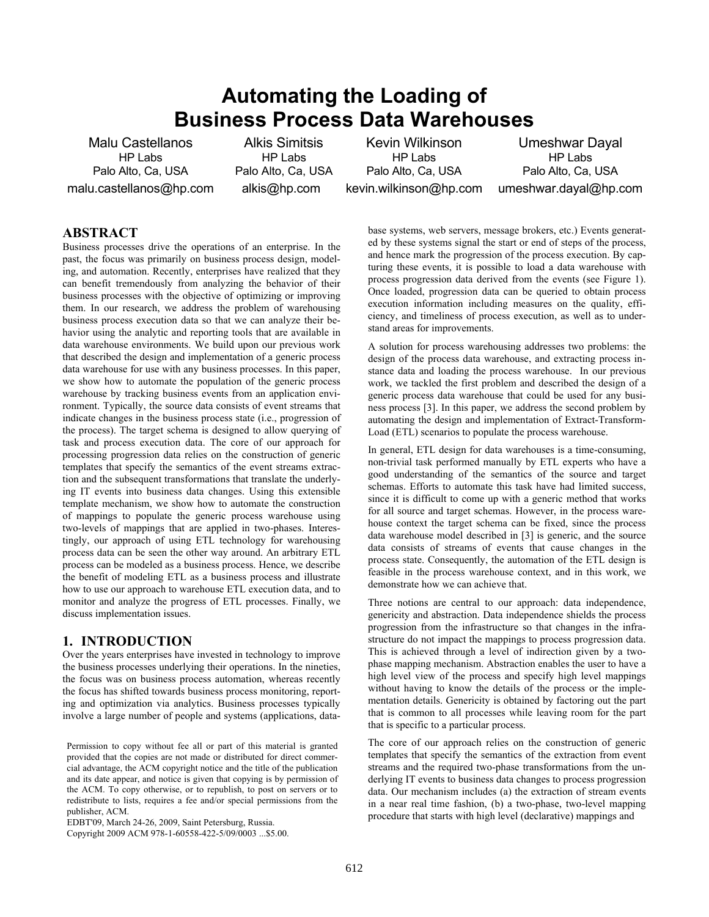# Automating the Loading of Business Process Data Warehouses

Malu Castellanos
HP Labs
Palo Alto, Ca, USA
malu.castellanos@hp.com

Alkis Simitsis
HP Labs
Palo Alto, Ca, USA
alkis@hp.com

Kevin Wilkinson
HP Labs
Palo Alto, Ca, USA
kevin.wilkinson@hp.com

Umeshwar Dayal
HP Labs
Palo Alto, Ca, USA
umeshwar.dayal@hp.com

## ABSTRACT

Business processes drive the operations of an enterprise. In the past, the focus was primarily on business process design, modeling, and automation. Recently, enterprises have realized that they can benefit tremendously from analyzing the behavior of their business processes with the objective of optimizing or improving them. In our research, we address the problem of warehousing business process execution data so that we can analyze their behavior using the analytic and reporting tools that are available in data warehouse environments. We build upon our previous work that described the design and implementation of a generic process data warehouse for use with any business processes. In this paper, we show how to automate the population of the generic process warehouse by tracking business events from an application environment. Typically, the source data consists of event streams that indicate changes in the business process state (i.e., progression of the process). The target schema is designed to allow querying of task and process execution data. The core of our approach for processing progression data relies on the construction of generic templates that specify the semantics of the event streams extraction and the subsequent transformations that translate the underlying IT events into business data changes. Using this extensible template mechanism, we show how to automate the construction of mappings to populate the generic process warehouse using two-levels of mappings that are applied in two-phases. Interestingly, our approach of using ETL technology for warehousing process data can be seen the other way around. An arbitrary ETL process can be modeled as a business process. Hence, we describe the benefit of modeling ETL as a business process and illustrate how to use our approach to warehouse ETL execution data, and to monitor and analyze the progress of ETL processes. Finally, we discuss implementation issues.

## 1. INTRODUCTION

Over the years enterprises have invested in technology to improve the business processes underlying their operations. In the nineties, the focus was on business process automation, whereas recently the focus has shifted towards business process monitoring, reporting and optimization via analytics. Business processes typically involve a large number of people and systems (applications, database systems, web servers, message brokers, etc.) Events generated by these systems signal the start or end of steps of the process, and hence mark the progression of the process execution. By capturing these events, it is possible to load a data warehouse with process progression data derived from the events (see Figure 1). Once loaded, progression data can be queried to obtain process execution information including measures on the quality, efficiency, and timeliness of process execution, as well as to understand areas for improvements.

A solution for process warehousing addresses two problems: the design of the process data warehouse, and extracting process instance data and loading the process warehouse. In our previous work, we tackled the first problem and described the design of a generic process data warehouse that could be used for any business process [3]. In this paper, we address the second problem by automating the design and implementation of Extract-Transform-Load (ETL) scenarios to populate the process warehouse.

In general, ETL design for data warehouses is a time-consuming, non-trivial task performed manually by ETL experts who have a good understanding of the semantics of the source and target schemas. Efforts to automate this task have had limited success, since it is difficult to come up with a generic method that works for all source and target schemas. However, in the process warehouse context the target schema can be fixed, since the process data warehouse model described in [3] is generic, and the source data consists of streams of events that cause changes in the process state. Consequently, the automation of the ETL design is feasible in the process warehouse context, and in this work, we demonstrate how we can achieve that.

Three notions are central to our approach: data independence, genericity and abstraction. Data independence shields the process progression from the infrastructure so that changes in the infrastructure do not impact the mappings to process progression data. This is achieved through a level of indirection given by a two-phase mapping mechanism. Abstraction enables the user to have a high level view of the process and specify high level mappings without having to know the details of the process or the implementation details. Genericity is obtained by factoring out the part that is common to all processes while leaving room for the part that is specific to a particular process.

The core of our approach relies on the construction of generic templates that specify the semantics of the extraction from event streams and the required two-phase transformations from the underlying IT events to business data changes to process progression data. Our mechanism includes (a) the extraction of stream events in a near real time fashion, (b) a two-phase, two-level mapping procedure that starts with high level (declarative) mappings and

Permission to copy without fee all or part of this material is granted provided that the copies are not made or distributed for direct commercial advantage, the ACM copyright notice and the title of the publication and its date appear, and notice is given that copying is by permission of the ACM. To copy otherwise, or to republish, to post on servers or to redistribute to lists, requires a fee and/or special permissions from the publisher, ACM.
EDBT'09, March 24-26, 2009, Saint Petersburg, Russia.
Copyright 2009 ACM 978-1-60558-422-5/09/0003 ...$5.00.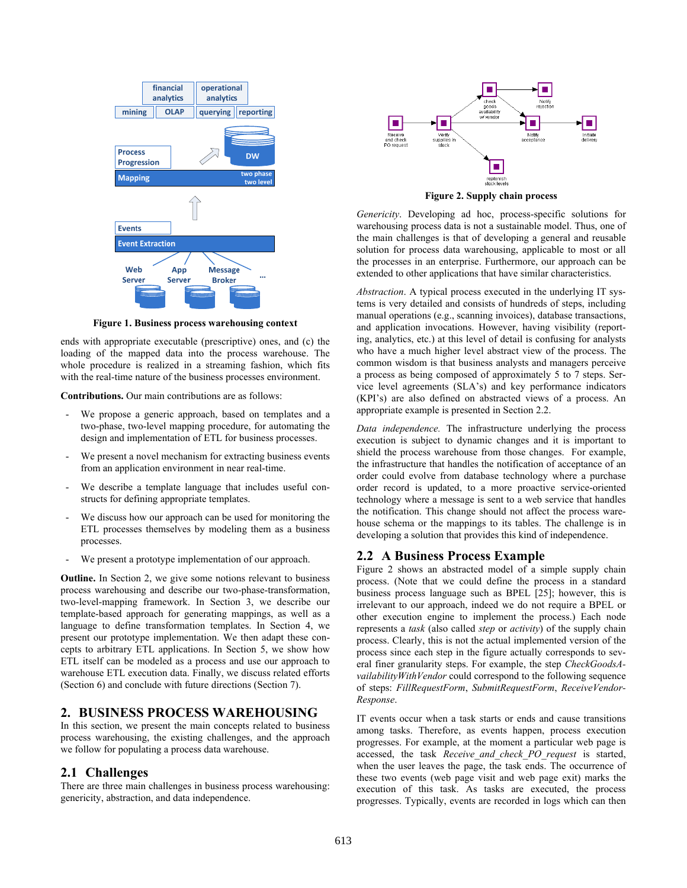financial analytics
operational analytics
mining
OLAP
querying
reporting
Process Progression
DW
Mapping
two phase two level
Events
Event Extraction
Web Server
App Server
Message Broker
...

**Figure 1. Business process warehousing context**

ends with appropriate executable (prescriptive) ones, and (c) the loading of the mapped data into the process warehouse. The whole procedure is realized in a streaming fashion, which fits with the real-time nature of the business processes environment.

**Contributions.** Our main contributions are as follows:

- We propose a generic approach, based on templates and a two-phase, two-level mapping procedure, for automating the design and implementation of ETL for business processes.
- We present a novel mechanism for extracting business events from an application environment in near real-time.
- We describe a template language that includes useful constructs for defining appropriate templates.
- We discuss how our approach can be used for monitoring the ETL processes themselves by modeling them as a business processes.
- We present a prototype implementation of our approach.

**Outline.** In Section 2, we give some notions relevant to business process warehousing and describe our two-phase-transformation, two-level-mapping framework. In Section 3, we describe our template-based approach for generating mappings, as well as a language to define transformation templates. In Section 4, we present our prototype implementation. We then adapt these concepts to arbitrary ETL applications. In Section 5, we show how ETL itself can be modeled as a process and use our approach to warehouse ETL execution data. Finally, we discuss related efforts (Section 6) and conclude with future directions (Section 7).

## 2. BUSINESS PROCESS WAREHOUSING

In this section, we present the main concepts related to business process warehousing, the existing challenges, and the approach we follow for populating a process data warehouse.

### 2.1 Challenges

There are three main challenges in business process warehousing: genericity, abstraction, and data independence.

check goods availability w/ vendor
Notify rejection
Receive and check PO request
Verify supplies in stock
Notify acceptance
Initiate delivery
replenish stock levels

**Figure 2. Supply chain process**

*Genericity*. Developing ad hoc, process-specific solutions for warehousing process data is not a sustainable model. Thus, one of the main challenges is that of developing a general and reusable solution for process data warehousing, applicable to most or all the processes in an enterprise. Furthermore, our approach can be extended to other applications that have similar characteristics.

*Abstraction*. A typical process executed in the underlying IT systems is very detailed and consists of hundreds of steps, including manual operations (e.g., scanning invoices), database transactions, and application invocations. However, having visibility (reporting, analytics, etc.) at this level of detail is confusing for analysts who have a much higher level abstract view of the process. The common wisdom is that business analysts and managers perceive a process as being composed of approximately 5 to 7 steps. Service level agreements (SLA's) and key performance indicators (KPI's) are also defined on abstracted views of a process. An appropriate example is presented in Section 2.2.

*Data independence.* The infrastructure underlying the process execution is subject to dynamic changes and it is important to shield the process warehouse from those changes. For example, the infrastructure that handles the notification of acceptance of an order could evolve from database technology where a purchase order record is updated, to a more proactive service-oriented technology where a message is sent to a web service that handles the notification. This change should not affect the process warehouse schema or the mappings to its tables. The challenge is in developing a solution that provides this kind of independence.

### 2.2 A Business Process Example

Figure 2 shows an abstracted model of a simple supply chain process. (Note that we could define the process in a standard business process language such as BPEL [25]; however, this is irrelevant to our approach, indeed we do not require a BPEL or other execution engine to implement the process.) Each node represents a *task* (also called *step* or *activity*) of the supply chain process. Clearly, this is not the actual implemented version of the process since each step in the figure actually corresponds to several finer granularity steps. For example, the step *CheckGoodsAvailabilityWithVendor* could correspond to the following sequence of steps: *FillRequestForm*, *SubmitRequestForm*, *ReceiveVendorResponse*.

IT events occur when a task starts or ends and cause transitions among tasks. Therefore, as events happen, process execution progresses. For example, at the moment a particular web page is accessed, the task *Receive_and_check_PO_request* is started, when the user leaves the page, the task ends. The occurrence of these two events (web page visit and web page exit) marks the execution of this task. As tasks are executed, the process progresses. Typically, events are recorded in logs which can then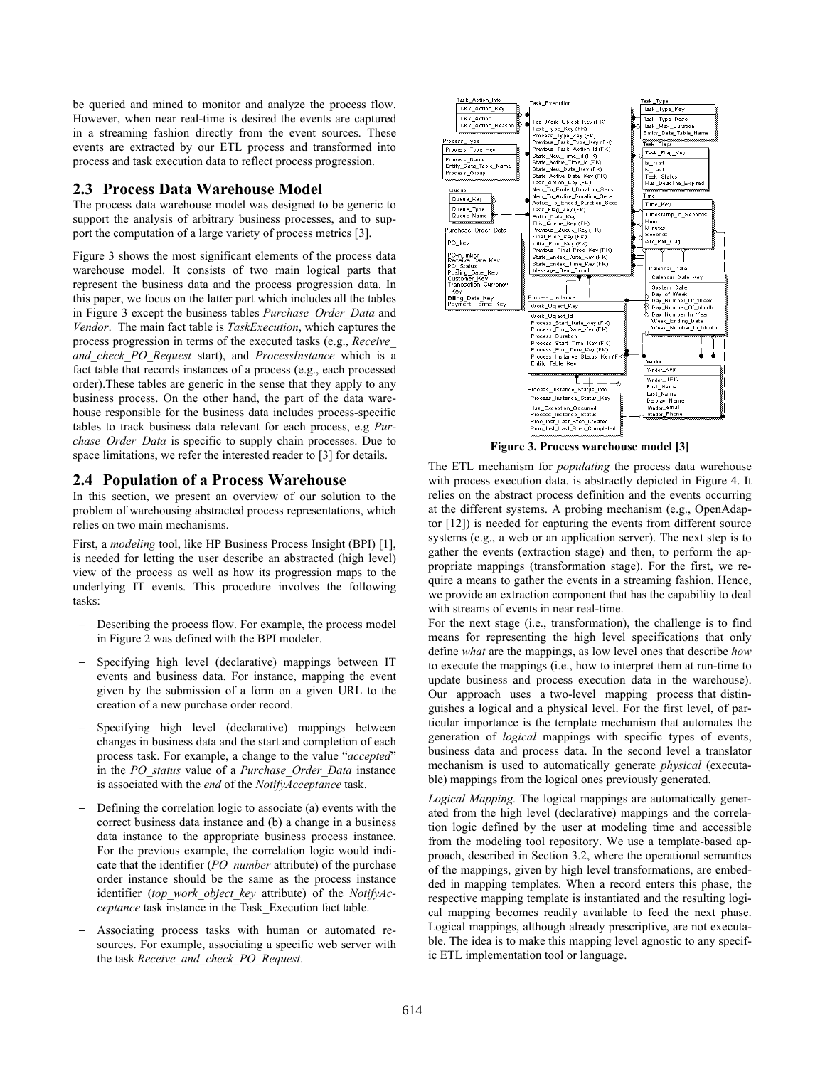be queried and mined to monitor and analyze the process flow. However, when near real-time is desired the events are captured in a streaming fashion directly from the event sources. These events are extracted by our ETL process and transformed into process and task execution data to reflect process progression.

## 2.3 Process Data Warehouse Model

The process data warehouse model was designed to be generic to support the analysis of arbitrary business processes, and to support the computation of a large variety of process metrics [3].

Figure 3 shows the most significant elements of the process data warehouse model. It consists of two main logical parts that represent the business data and the process progression data. In this paper, we focus on the latter part which includes all the tables in Figure 3 except the business tables *Purchase_Order_Data* and *Vendor*. The main fact table is *TaskExecution*, which captures the process progression in terms of the executed tasks (e.g., *Receive_and_check_PO_Request* start), and *ProcessInstance* which is a fact table that records instances of a process (e.g., each processed order).These tables are generic in the sense that they apply to any business process. On the other hand, the part of the data warehouse responsible for the business data includes process-specific tables to track business data relevant for each process, e.g *Purchase_Order_Data* is specific to supply chain processes. Due to space limitations, we refer the interested reader to [3] for details.

## 2.4 Population of a Process Warehouse

In this section, we present an overview of our solution to the problem of warehousing abstracted process representations, which relies on two main mechanisms.

First, a *modeling* tool, like HP Business Process Insight (BPI) [1], is needed for letting the user describe an abstracted (high level) view of the process as well as how its progression maps to the underlying IT events. This procedure involves the following tasks:

- Describing the process flow. For example, the process model in Figure 2 was defined with the BPI modeler.
- Specifying high level (declarative) mappings between IT events and business data. For instance, mapping the event given by the submission of a form on a given URL to the creation of a new purchase order record.
- Specifying high level (declarative) mappings between changes in business data and the start and completion of each process task. For example, a change to the value "*accepted*" in the *PO_status* value of a *Purchase_Order_Data* instance is associated with the *end* of the *NotifyAcceptance* task.
- Defining the correlation logic to associate (a) events with the correct business data instance and (b) a change in a business data instance to the appropriate business process instance. For the previous example, the correlation logic would indicate that the identifier (*PO_number* attribute) of the purchase order instance should be the same as the process instance identifier (*top_work_object_key* attribute) of the *NotifyAcceptance* task instance in the Task_Execution fact table.
- Associating process tasks with human or automated resources. For example, associating a specific web server with the task *Receive_and_check_PO_Request*.

**Figure 3. Process warehouse model [3]**

The ETL mechanism for *populating* the process data warehouse with process execution data. is abstractly depicted in Figure 4. It relies on the abstract process definition and the events occurring at the different systems. A probing mechanism (e.g., OpenAdaptor [12]) is needed for capturing the events from different source systems (e.g., a web or an application server). The next step is to gather the events (extraction stage) and then, to perform the appropriate mappings (transformation stage). For the first, we require a means to gather the events in a streaming fashion. Hence, we provide an extraction component that has the capability to deal with streams of events in near real-time.

For the next stage (i.e., transformation), the challenge is to find means for representing the high level specifications that only define *what* are the mappings, as low level ones that describe *how* to execute the mappings (i.e., how to interpret them at run-time to update business and process execution data in the warehouse). Our approach uses a two-level mapping process that distinguishes a logical and a physical level. For the first level, of particular importance is the template mechanism that automates the generation of *logical* mappings with specific types of events, business data and process data. In the second level a translator mechanism is used to automatically generate *physical* (executable) mappings from the logical ones previously generated.

*Logical Mapping.* The logical mappings are automatically generated from the high level (declarative) mappings and the correlation logic defined by the user at modeling time and accessible from the modeling tool repository. We use a template-based approach, described in Section 3.2, where the operational semantics of the mappings, given by high level transformations, are embedded in mapping templates. When a record enters this phase, the respective mapping template is instantiated and the resulting logical mapping becomes readily available to feed the next phase. Logical mappings, although already prescriptive, are not executable. The idea is to make this mapping level agnostic to any specific ETL implementation tool or language.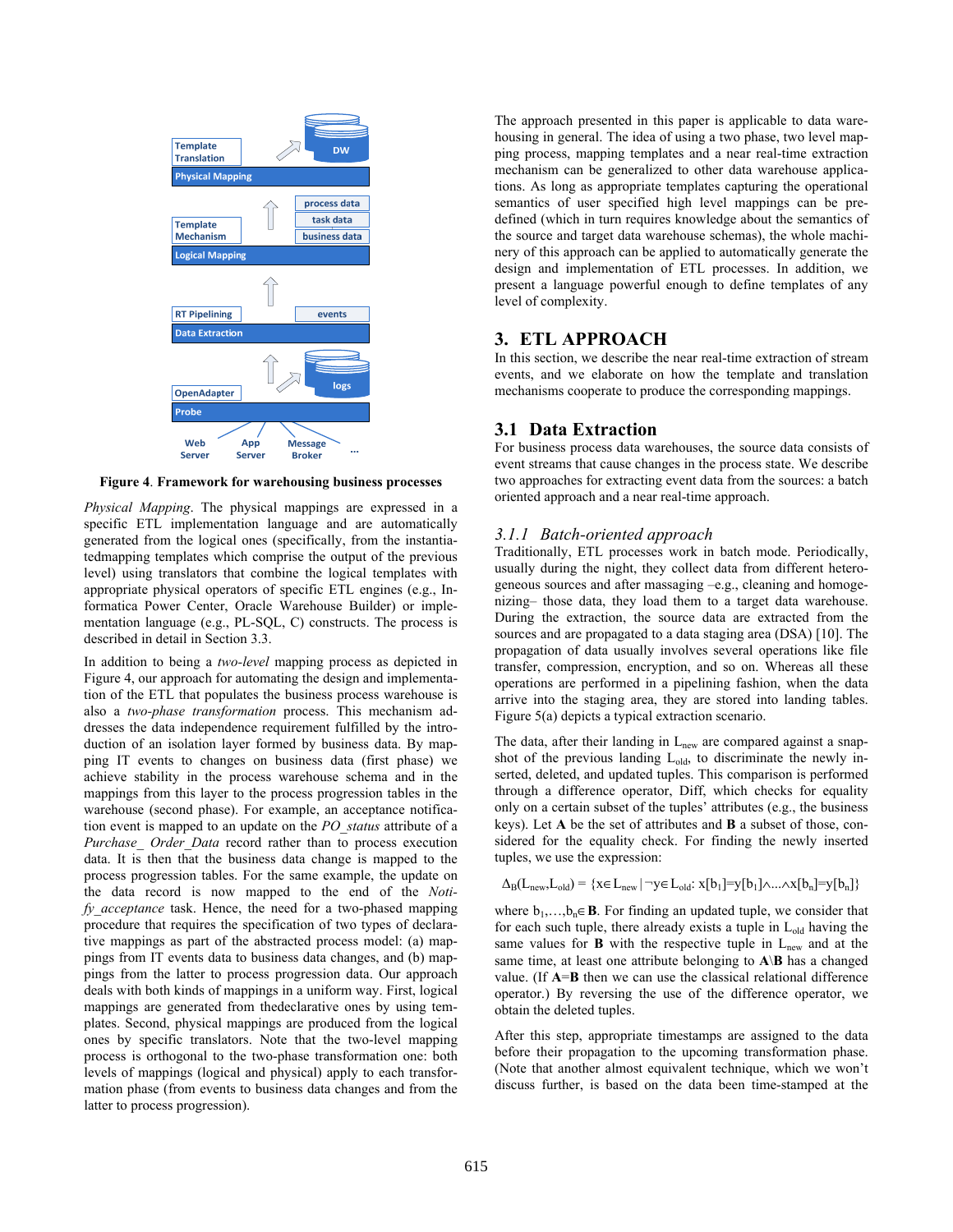Figure 4. Framework for warehousing business processes

*Physical Mapping*. The physical mappings are expressed in a specific ETL implementation language and are automatically generated from the logical ones (specifically, from the instantiatedmapping templates which comprise the output of the previous level) using translators that combine the logical templates with appropriate physical operators of specific ETL engines (e.g., Informatica Power Center, Oracle Warehouse Builder) or implementation language (e.g., PL-SQL, C) constructs. The process is described in detail in Section 3.3.

In addition to being a *two-level* mapping process as depicted in Figure 4, our approach for automating the design and implementation of the ETL that populates the business process warehouse is also a *two-phase transformation* process. This mechanism addresses the data independence requirement fulfilled by the introduction of an isolation layer formed by business data. By mapping IT events to changes on business data (first phase) we achieve stability in the process warehouse schema and in the mappings from this layer to the process progression tables in the warehouse (second phase). For example, an acceptance notification event is mapped to an update on the *PO_status* attribute of a *Purchase_ Order_Data* record rather than to process execution data. It is then that the business data change is mapped to the process progression tables. For the same example, the update on the data record is now mapped to the end of the *Notify_acceptance* task. Hence, the need for a two-phased mapping procedure that requires the specification of two types of declarative mappings as part of the abstracted process model: (a) mappings from IT events data to business data changes, and (b) mappings from the latter to process progression data. Our approach deals with both kinds of mappings in a uniform way. First, logical mappings are generated from thedeclarative ones by using templates. Second, physical mappings are produced from the logical ones by specific translators. Note that the two-level mapping process is orthogonal to the two-phase transformation one: both levels of mappings (logical and physical) apply to each transformation phase (from events to business data changes and from the latter to process progression).

The approach presented in this paper is applicable to data warehousing in general. The idea of using a two phase, two level mapping process, mapping templates and a near real-time extraction mechanism can be generalized to other data warehouse applications. As long as appropriate templates capturing the operational semantics of user specified high level mappings can be predefined (which in turn requires knowledge about the semantics of the source and target data warehouse schemas), the whole machinery of this approach can be applied to automatically generate the design and implementation of ETL processes. In addition, we present a language powerful enough to define templates of any level of complexity.

## 3. ETL APPROACH

In this section, we describe the near real-time extraction of stream events, and we elaborate on how the template and translation mechanisms cooperate to produce the corresponding mappings.

### 3.1 Data Extraction

For business process data warehouses, the source data consists of event streams that cause changes in the process state. We describe two approaches for extracting event data from the sources: a batch oriented approach and a near real-time approach.

#### *3.1.1 Batch-oriented approach*

Traditionally, ETL processes work in batch mode. Periodically, usually during the night, they collect data from different heterogeneous sources and after massaging –e.g., cleaning and homogenizing– those data, they load them to a target data warehouse. During the extraction, the source data are extracted from the sources and are propagated to a data staging area (DSA) [10]. The propagation of data usually involves several operations like file transfer, compression, encryption, and so on. Whereas all these operations are performed in a pipelining fashion, when the data arrive into the staging area, they are stored into landing tables. Figure 5(a) depicts a typical extraction scenario.

The data, after their landing in $L_{new}$ are compared against a snapshot of the previous landing $L_{old}$, to discriminate the newly inserted, deleted, and updated tuples. This comparison is performed through a difference operator, Diff, which checks for equality only on a certain subset of the tuples' attributes (e.g., the business keys). Let **A** be the set of attributes and **B** a subset of those, considered for the equality check. For finding the newly inserted tuples, we use the expression:

$$\Delta_B(L_{new},L_{old}) = \{x \in L_{new} \mid \neg y \in L_{old}: x[b_1]=y[b_1] \wedge ... \wedge x[b_n]=y[b_n]\}$$

where $b_1,\ldots,b_n \in \mathbf{B}$. For finding an updated tuple, we consider that for each such tuple, there already exists a tuple in $L_{old}$ having the same values for **B** with the respective tuple in $L_{new}$ and at the same time, at least one attribute belonging to $\mathbf{A}\backslash\mathbf{B}$ has a changed value. (If **A**=**B** then we can use the classical relational difference operator.) By reversing the use of the difference operator, we obtain the deleted tuples.

After this step, appropriate timestamps are assigned to the data before their propagation to the upcoming transformation phase. (Note that another almost equivalent technique, which we won't discuss further, is based on the data been time-stamped at the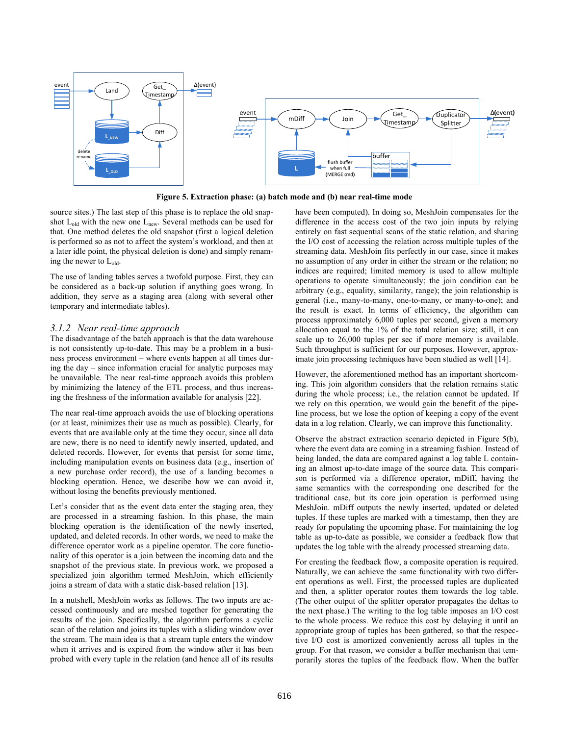**Figure 5. Extraction phase: (a) batch mode and (b) near real-time mode**

source sites.) The last step of this phase is to replace the old snapshot $L_{old}$ with the new one $L_{new}$. Several methods can be used for that. One method deletes the old snapshot (first a logical deletion is performed so as not to affect the system's workload, and then at a later idle point, the physical deletion is done) and simply renaming the newer to $L_{old}$.

The use of landing tables serves a twofold purpose. First, they can be considered as a back-up solution if anything goes wrong. In addition, they serve as a staging area (along with several other temporary and intermediate tables).

### 3.1.2 *Near real-time approach*

The disadvantage of the batch approach is that the data warehouse is not consistently up-to-date. This may be a problem in a business process environment – where events happen at all times during the day – since information crucial for analytic purposes may be unavailable. The near real-time approach avoids this problem by minimizing the latency of the ETL process, and thus increasing the freshness of the information available for analysis [22].

The near real-time approach avoids the use of blocking operations (or at least, minimizes their use as much as possible). Clearly, for events that are available only at the time they occur, since all data are new, there is no need to identify newly inserted, updated, and deleted records. However, for events that persist for some time, including manipulation events on business data (e.g., insertion of a new purchase order record), the use of a landing becomes a blocking operation. Hence, we describe how we can avoid it, without losing the benefits previously mentioned.

Let's consider that as the event data enter the staging area, they are processed in a streaming fashion. In this phase, the main blocking operation is the identification of the newly inserted, updated, and deleted records. In other words, we need to make the difference operator work as a pipeline operator. The core functionality of this operator is a join between the incoming data and the snapshot of the previous state. In previous work, we proposed a specialized join algorithm termed MeshJoin, which efficiently joins a stream of data with a static disk-based relation [13].

In a nutshell, MeshJoin works as follows. The two inputs are accessed continuously and are meshed together for generating the results of the join. Specifically, the algorithm performs a cyclic scan of the relation and joins its tuples with a sliding window over the stream. The main idea is that a stream tuple enters the window when it arrives and is expired from the window after it has been probed with every tuple in the relation (and hence all of its results have been computed). In doing so, MeshJoin compensates for the difference in the access cost of the two join inputs by relying entirely on fast sequential scans of the static relation, and sharing the I/O cost of accessing the relation across multiple tuples of the streaming data. MeshJoin fits perfectly in our case, since it makes no assumption of any order in either the stream or the relation; no indices are required; limited memory is used to allow multiple operations to operate simultaneously; the join condition can be arbitrary (e.g., equality, similarity, range); the join relationship is general (i.e., many-to-many, one-to-many, or many-to-one); and the result is exact. In terms of efficiency, the algorithm can process approximately 6,000 tuples per second, given a memory allocation equal to the 1% of the total relation size; still, it can scale up to 26,000 tuples per sec if more memory is available. Such throughput is sufficient for our purposes. However, approximate join processing techniques have been studied as well [14].

However, the aforementioned method has an important shortcoming. This join algorithm considers that the relation remains static during the whole process; i.e., the relation cannot be updated. If we rely on this operation, we would gain the benefit of the pipeline process, but we lose the option of keeping a copy of the event data in a log relation. Clearly, we can improve this functionality.

Observe the abstract extraction scenario depicted in Figure 5(b), where the event data are coming in a streaming fashion. Instead of being landed, the data are compared against a log table L containing an almost up-to-date image of the source data. This comparison is performed via a difference operator, mDiff, having the same semantics with the corresponding one described for the traditional case, but its core join operation is performed using MeshJoin. mDiff outputs the newly inserted, updated or deleted tuples. If these tuples are marked with a timestamp, then they are ready for populating the upcoming phase. For maintaining the log table as up-to-date as possible, we consider a feedback flow that updates the log table with the already processed streaming data.

For creating the feedback flow, a composite operation is required. Naturally, we can achieve the same functionality with two different operations as well. First, the processed tuples are duplicated and then, a splitter operator routes them towards the log table. (The other output of the splitter operator propagates the deltas to the next phase.) The writing to the log table imposes an I/O cost to the whole process. We reduce this cost by delaying it until an appropriate group of tuples has been gathered, so that the respective I/O cost is amortized conveniently across all tuples in the group. For that reason, we consider a buffer mechanism that temporarily stores the tuples of the feedback flow. When the buffer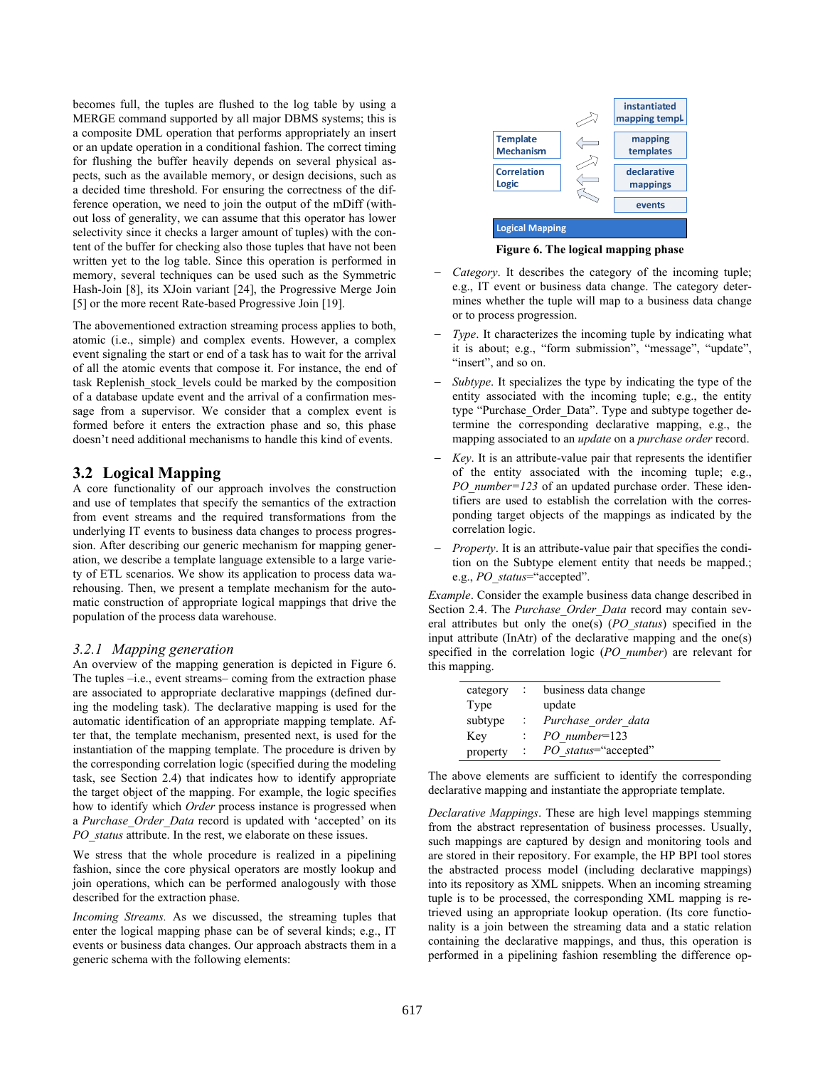becomes full, the tuples are flushed to the log table by using a MERGE command supported by all major DBMS systems; this is a composite DML operation that performs appropriately an insert or an update operation in a conditional fashion. The correct timing for flushing the buffer heavily depends on several physical aspects, such as the available memory, or design decisions, such as a decided time threshold. For ensuring the correctness of the difference operation, we need to join the output of the mDiff (without loss of generality, we can assume that this operator has lower selectivity since it checks a larger amount of tuples) with the content of the buffer for checking also those tuples that have not been written yet to the log table. Since this operation is performed in memory, several techniques can be used such as the Symmetric Hash-Join [8], its XJoin variant [24], the Progressive Merge Join [5] or the more recent Rate-based Progressive Join [19].

The abovementioned extraction streaming process applies to both, atomic (i.e., simple) and complex events. However, a complex event signaling the start or end of a task has to wait for the arrival of all the atomic events that compose it. For instance, the end of task Replenish_stock_levels could be marked by the composition of a database update event and the arrival of a confirmation message from a supervisor. We consider that a complex event is formed before it enters the extraction phase and so, this phase doesn't need additional mechanisms to handle this kind of events.

## 3.2 Logical Mapping

A core functionality of our approach involves the construction and use of templates that specify the semantics of the extraction from event streams and the required transformations from the underlying IT events to business data changes to process progression. After describing our generic mechanism for mapping generation, we describe a template language extensible to a large variety of ETL scenarios. We show its application to process data warehousing. Then, we present a template mechanism for the automatic construction of appropriate logical mappings that drive the population of the process data warehouse.

### 3.2.1 Mapping generation

An overview of the mapping generation is depicted in Figure 6. The tuples –i.e., event streams– coming from the extraction phase are associated to appropriate declarative mappings (defined during the modeling task). The declarative mapping is used for the automatic identification of an appropriate mapping template. After that, the template mechanism, presented next, is used for the instantiation of the mapping template. The procedure is driven by the corresponding correlation logic (specified during the modeling task, see Section 2.4) that indicates how to identify appropriate the target object of the mapping. For example, the logic specifies how to identify which *Order* process instance is progressed when a *Purchase_Order_Data* record is updated with 'accepted' on its *PO_status* attribute. In the rest, we elaborate on these issues.

We stress that the whole procedure is realized in a pipelining fashion, since the core physical operators are mostly lookup and join operations, which can be performed analogously with those described for the extraction phase.

*Incoming Streams.* As we discussed, the streaming tuples that enter the logical mapping phase can be of several kinds; e.g., IT events or business data changes. Our approach abstracts them in a generic schema with the following elements:

instantiated mapping templ.
Template Mechanism
mapping templates
Correlation Logic
declarative mappings
events
Logical Mapping

**Figure 6. The logical mapping phase**

- *Category*. It describes the category of the incoming tuple; e.g., IT event or business data change. The category determines whether the tuple will map to a business data change or to process progression.
- *Type*. It characterizes the incoming tuple by indicating what it is about; e.g., "form submission", "message", "update", "insert", and so on.
- *Subtype*. It specializes the type by indicating the type of the entity associated with the incoming tuple; e.g., the entity type "Purchase_Order_Data". Type and subtype together determine the corresponding declarative mapping, e.g., the mapping associated to an *update* on a *purchase order* record.
- *Key*. It is an attribute-value pair that represents the identifier of the entity associated with the incoming tuple; e.g., *PO_number=123* of an updated purchase order. These identifiers are used to establish the correlation with the corresponding target objects of the mappings as indicated by the correlation logic.
- *Property*. It is an attribute-value pair that specifies the condition on the Subtype element entity that needs be mapped.; e.g., *PO_status*="accepted".

*Example*. Consider the example business data change described in Section 2.4. The *Purchase_Order_Data* record may contain several attributes but only the one(s) (*PO_status*) specified in the input attribute (InAtr) of the declarative mapping and the one(s) specified in the correlation logic (*PO_number*) are relevant for this mapping.

| | | |
|---|---|---|
| category | : | business data change |
| Type | | update |
| subtype | : | *Purchase_order_data* |
| Key | : | *PO_number*=123 |
| property | : | *PO_status*="accepted" |

The above elements are sufficient to identify the corresponding declarative mapping and instantiate the appropriate template.

*Declarative Mappings*. These are high level mappings stemming from the abstract representation of business processes. Usually, such mappings are captured by design and monitoring tools and are stored in their repository. For example, the HP BPI tool stores the abstracted process model (including declarative mappings) into its repository as XML snippets. When an incoming streaming tuple is to be processed, the corresponding XML mapping is retrieved using an appropriate lookup operation. (Its core functionality is a join between the streaming data and a static relation containing the declarative mappings, and thus, this operation is performed in a pipelining fashion resembling the difference op-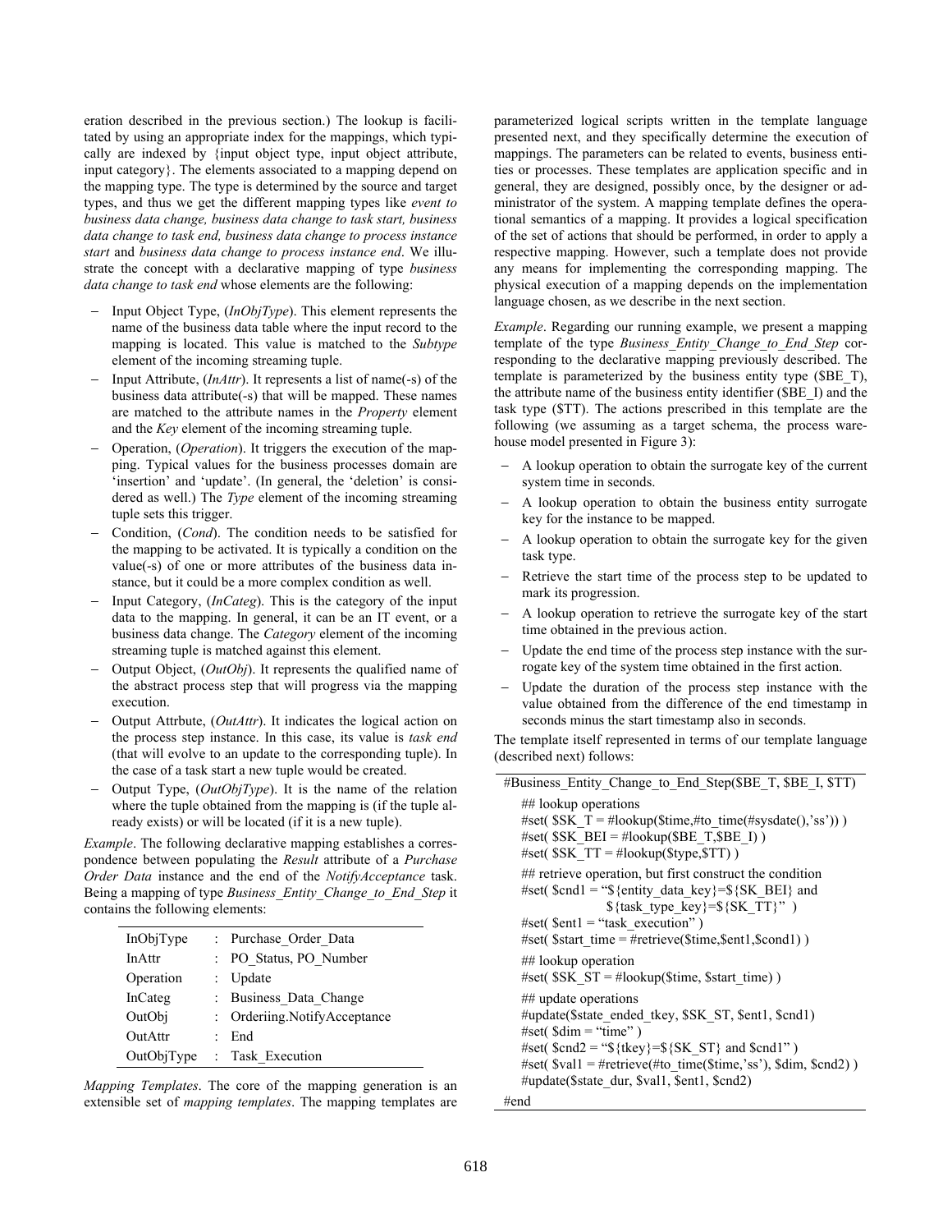eration described in the previous section.) The lookup is facilitated by using an appropriate index for the mappings, which typically are indexed by {input object type, input object attribute, input category}. The elements associated to a mapping depend on the mapping type. The type is determined by the source and target types, and thus we get the different mapping types like *event to business data change, business data change to task start, business data change to task end, business data change to process instance start* and *business data change to process instance end*. We illustrate the concept with a declarative mapping of type *business data change to task end* whose elements are the following:

- Input Object Type, (*InObjType*). This element represents the name of the business data table where the input record to the mapping is located. This value is matched to the *Subtype* element of the incoming streaming tuple.
- Input Attribute, (*InAttr*). It represents a list of name(-s) of the business data attribute(-s) that will be mapped. These names are matched to the attribute names in the *Property* element and the *Key* element of the incoming streaming tuple.
- Operation, (*Operation*). It triggers the execution of the mapping. Typical values for the business processes domain are 'insertion' and 'update'. (In general, the 'deletion' is considered as well.) The *Type* element of the incoming streaming tuple sets this trigger.
- Condition, (*Cond*). The condition needs to be satisfied for the mapping to be activated. It is typically a condition on the value(-s) of one or more attributes of the business data instance, but it could be a more complex condition as well.
- Input Category, (*InCateg*). This is the category of the input data to the mapping. In general, it can be an IT event, or a business data change. The *Category* element of the incoming streaming tuple is matched against this element.
- Output Object, (*OutObj*). It represents the qualified name of the abstract process step that will progress via the mapping execution.
- Output Attrbute, (*OutAttr*). It indicates the logical action on the process step instance. In this case, its value is *task end* (that will evolve to an update to the corresponding tuple). In the case of a task start a new tuple would be created.
- Output Type, (*OutObjType*). It is the name of the relation where the tuple obtained from the mapping is (if the tuple already exists) or will be located (if it is a new tuple).

*Example*. The following declarative mapping establishes a correspondence between populating the *Result* attribute of a *Purchase Order Data* instance and the end of the *NotifyAcceptance* task. Being a mapping of type *Business_Entity_Change_to_End_Step* it contains the following elements:

| | | |
|---|---|---|
| InObjType | : | Purchase_Order_Data |
| InAttr | : | PO_Status, PO_Number |
| Operation | : | Update |
| InCateg | : | Business_Data_Change |
| OutObj | : | Orderiing.NotifyAcceptance |
| OutAttr | : | End |
| OutObjType | : | Task_Execution |

*Mapping Templates*. The core of the mapping generation is an extensible set of *mapping templates*. The mapping templates are parameterized logical scripts written in the template language presented next, and they specifically determine the execution of mappings. The parameters can be related to events, business entities or processes. These templates are application specific and in general, they are designed, possibly once, by the designer or administrator of the system. A mapping template defines the operational semantics of a mapping. It provides a logical specification of the set of actions that should be performed, in order to apply a respective mapping. However, such a template does not provide any means for implementing the corresponding mapping. The physical execution of a mapping depends on the implementation language chosen, as we describe in the next section.

*Example*. Regarding our running example, we present a mapping template of the type *Business_Entity_Change_to_End_Step* corresponding to the declarative mapping previously described. The template is parameterized by the business entity type ($BE_T), the attribute name of the business entity identifier ($BE_I) and the task type ($TT). The actions prescribed in this template are the following (we assuming as a target schema, the process warehouse model presented in Figure 3):

- A lookup operation to obtain the surrogate key of the current system time in seconds.
- A lookup operation to obtain the business entity surrogate key for the instance to be mapped.
- A lookup operation to obtain the surrogate key for the given task type.
- Retrieve the start time of the process step to be updated to mark its progression.
- A lookup operation to retrieve the surrogate key of the start time obtained in the previous action.
- Update the end time of the process step instance with the surrogate key of the system time obtained in the first action.
- Update the duration of the process step instance with the value obtained from the difference of the end timestamp in seconds minus the start timestamp also in seconds.

The template itself represented in terms of our template language (described next) follows:

```
#Business_Entity_Change_to_End_Step($BE_T, $BE_I, $TT)
    ## lookup operations
    #set( $SK_T = #lookup($time,#to_time(#sysdate(),'ss')) )
    #set( $SK_BEI = #lookup($BE_T,$BE_I) )
    #set( $SK_TT = #lookup($type,$TT) )
    ## retrieve operation, but first construct the condition
    #set( $cnd1 = "${entity_data_key}=${SK_BEI} and
                  ${task_type_key}=${SK_TT}" )
    #set( $ent1 = "task_execution" )
    #set( $start_time = #retrieve($time,$ent1,$cond1) )
    ## lookup operation
    #set( $SK_ST = #lookup($time, $start_time) )
    ## update operations
    #update($state_ended_tkey, $SK_ST, $ent1, $cnd1)
    #set( $dim = "time" )
    #set( $cnd2 = "${tkey}=${SK_ST} and $cnd1" )
    #set( $val1 = #retrieve(#to_time($time,'ss'), $dim, $cnd2) )
    #update($state_dur, $val1, $ent1, $cnd2)
#end
```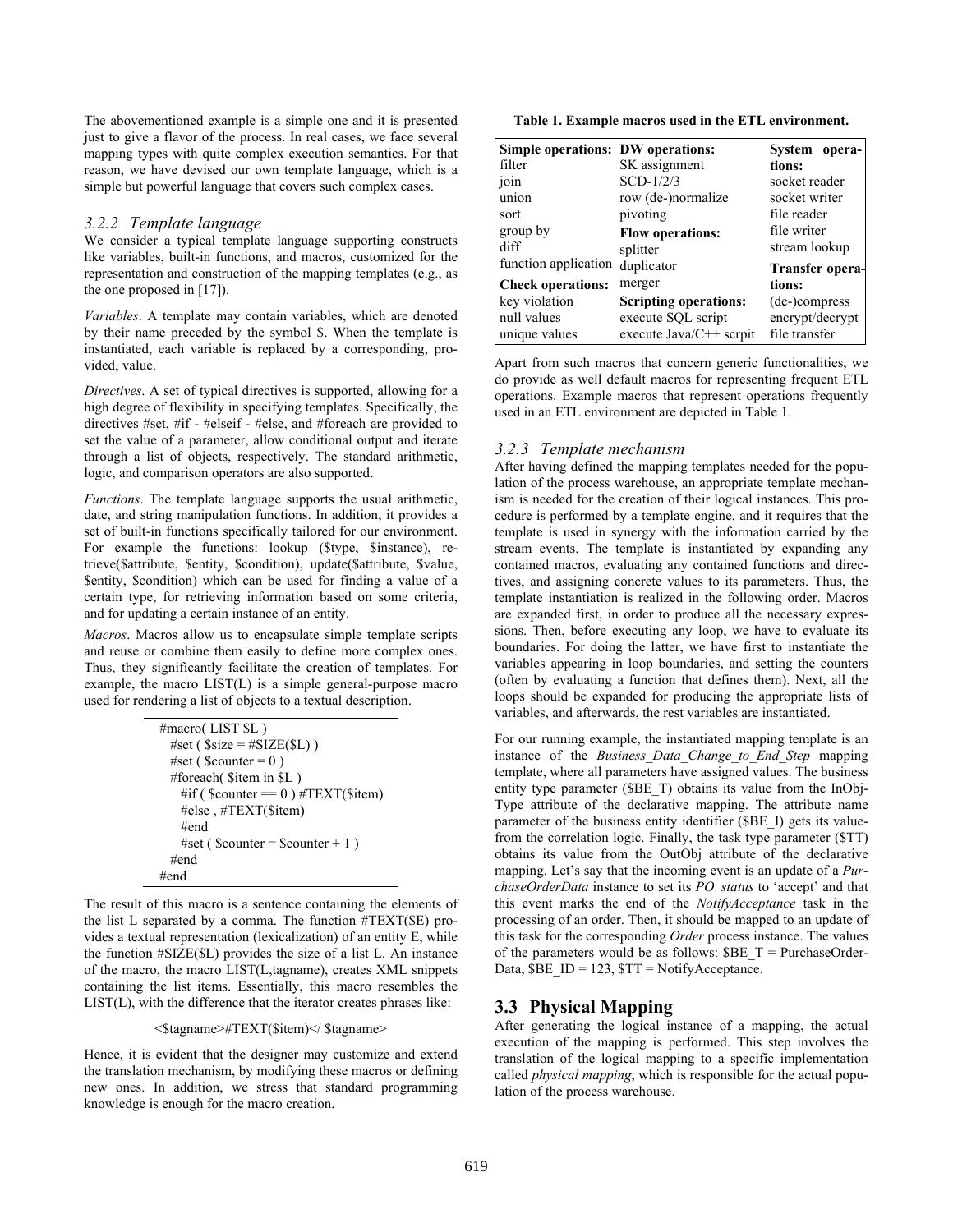The abovementioned example is a simple one and it is presented just to give a flavor of the process. In real cases, we face several mapping types with quite complex execution semantics. For that reason, we have devised our own template language, which is a simple but powerful language that covers such complex cases.

### 3.2.2 Template language

We consider a typical template language supporting constructs like variables, built-in functions, and macros, customized for the representation and construction of the mapping templates (e.g., as the one proposed in [17]).

*Variables*. A template may contain variables, which are denoted by their name preceded by the symbol $. When the template is instantiated, each variable is replaced by a corresponding, provided, value.

*Directives*. A set of typical directives is supported, allowing for a high degree of flexibility in specifying templates. Specifically, the directives #set, #if - #elseif - #else, and #foreach are provided to set the value of a parameter, allow conditional output and iterate through a list of objects, respectively. The standard arithmetic, logic, and comparison operators are also supported.

*Functions*. The template language supports the usual arithmetic, date, and string manipulation functions. In addition, it provides a set of built-in functions specifically tailored for our environment. For example the functions: lookup ($type, $instance), retrieve($attribute, $entity, $condition), update($attribute, $value, $entity, $condition) which can be used for finding a value of a certain type, for retrieving information based on some criteria, and for updating a certain instance of an entity.

*Macros*. Macros allow us to encapsulate simple template scripts and reuse or combine them easily to define more complex ones. Thus, they significantly facilitate the creation of templates. For example, the macro LIST(L) is a simple general-purpose macro used for rendering a list of objects to a textual description.

```
#macro( LIST $L )
  #set ( $size = #SIZE($L) )
  #set ( $counter = 0 )
  #foreach( $item in $L )
    #if ( $counter == 0 ) #TEXT($item)
    #else , #TEXT($item)
    #end
    #set ( $counter = $counter + 1 )
  #end
#end
```

The result of this macro is a sentence containing the elements of the list L separated by a comma. The function #TEXT($E) provides a textual representation (lexicalization) of an entity E, while the function #SIZE($L) provides the size of a list L. An instance of the macro, the macro LIST(L,tagname), creates XML snippets containing the list items. Essentially, this macro resembles the LIST(L), with the difference that the iterator creates phrases like:

<$tagname>#TEXT($item)</ $tagname>

Hence, it is evident that the designer may customize and extend the translation mechanism, by modifying these macros or defining new ones. In addition, we stress that standard programming knowledge is enough for the macro creation.

**Table 1. Example macros used in the ETL environment.**

| Simple operations: | DW operations: | System operations: |
|---|---|---|
| filter | SK assignment | socket reader |
| join | SCD-1/2/3 | socket writer |
| union | row (de-)normalize | file reader |
| sort | pivoting | file writer |
| group by | **Flow operations:** | stream lookup |
| diff | splitter | **Transfer operations:** |
| function application | duplicator | (de-)compress |
| **Check operations:** | merger | encrypt/decrypt |
| key violation | **Scripting operations:** | file transfer |
| null values | execute SQL script | |
| unique values | execute Java/C++ scrpit | |

Apart from such macros that concern generic functionalities, we do provide as well default macros for representing frequent ETL operations. Example macros that represent operations frequently used in an ETL environment are depicted in Table 1.

### 3.2.3 Template mechanism

After having defined the mapping templates needed for the population of the process warehouse, an appropriate template mechanism is needed for the creation of their logical instances. This procedure is performed by a template engine, and it requires that the template is used in synergy with the information carried by the stream events. The template is instantiated by expanding any contained macros, evaluating any contained functions and directives, and assigning concrete values to its parameters. Thus, the template instantiation is realized in the following order. Macros are expanded first, in order to produce all the necessary expressions. Then, before executing any loop, we have to evaluate its boundaries. For doing the latter, we have first to instantiate the variables appearing in loop boundaries, and setting the counters (often by evaluating a function that defines them). Next, all the loops should be expanded for producing the appropriate lists of variables, and afterwards, the rest variables are instantiated.

For our running example, the instantiated mapping template is an instance of the *Business_Data_Change_to_End_Step* mapping template, where all parameters have assigned values. The business entity type parameter ($BE_T) obtains its value from the InObjType attribute of the declarative mapping. The attribute name parameter of the business entity identifier ($BE_I) gets its value from the correlation logic. Finally, the task type parameter ($TT) obtains its value from the OutObj attribute of the declarative mapping. Let's say that the incoming event is an update of a *PurchaseOrderData* instance to set its *PO_status* to 'accept' and that this event marks the end of the *NotifyAcceptance* task in the processing of an order. Then, it should be mapped to an update of this task for the corresponding *Order* process instance. The values of the parameters would be as follows: $BE_T = PurchaseOrderData, $BE_ID = 123, $TT = NotifyAcceptance.

## 3.3 Physical Mapping

After generating the logical instance of a mapping, the actual execution of the mapping is performed. This step involves the translation of the logical mapping to a specific implementation called *physical mapping*, which is responsible for the actual population of the process warehouse.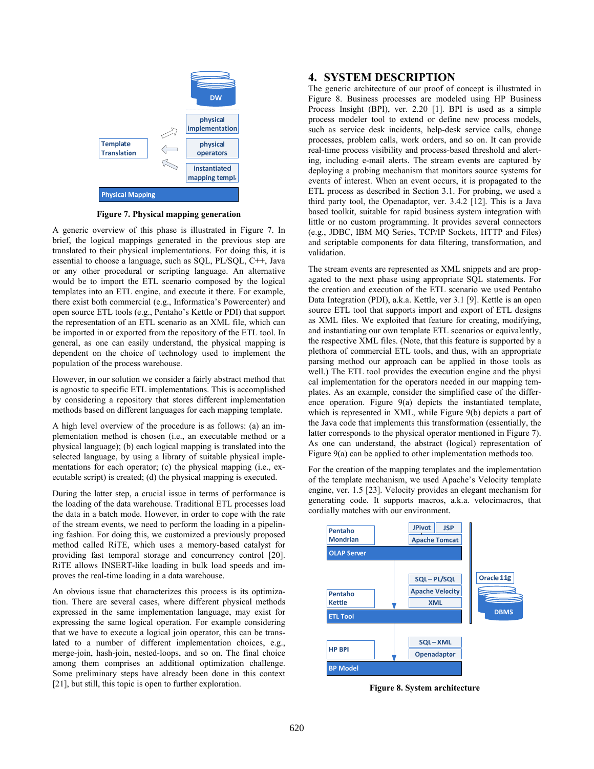**Figure 7. Physical mapping generation**

A generic overview of this phase is illustrated in Figure 7. In brief, the logical mappings generated in the previous step are translated to their physical implementations. For doing this, it is essential to choose a language, such as SQL, PL/SQL, C++, Java or any other procedural or scripting language. An alternative would be to import the ETL scenario composed by the logical templates into an ETL engine, and execute it there. For example, there exist both commercial (e.g., Informatica's Powercenter) and open source ETL tools (e.g., Pentaho's Kettle or PDI) that support the representation of an ETL scenario as an XML file, which can be imported in or exported from the repository of the ETL tool. In general, as one can easily understand, the physical mapping is dependent on the choice of technology used to implement the population of the process warehouse.

However, in our solution we consider a fairly abstract method that is agnostic to specific ETL implementations. This is accomplished by considering a repository that stores different implementation methods based on different languages for each mapping template.

A high level overview of the procedure is as follows: (a) an implementation method is chosen (i.e., an executable method or a physical language); (b) each logical mapping is translated into the selected language, by using a library of suitable physical implementations for each operator; (c) the physical mapping (i.e., executable script) is created; (d) the physical mapping is executed.

During the latter step, a crucial issue in terms of performance is the loading of the data warehouse. Traditional ETL processes load the data in a batch mode. However, in order to cope with the rate of the stream events, we need to perform the loading in a pipelining fashion. For doing this, we customized a previously proposed method called RiTE, which uses a memory-based catalyst for providing fast temporal storage and concurrency control [20]. RiTE allows INSERT-like loading in bulk load speeds and improves the real-time loading in a data warehouse.

An obvious issue that characterizes this process is its optimization. There are several cases, where different physical methods expressed in the same implementation language, may exist for expressing the same logical operation. For example considering that we have to execute a logical join operator, this can be translated to a number of different implementation choices, e.g., merge-join, hash-join, nested-loops, and so on. The final choice among them comprises an additional optimization challenge. Some preliminary steps have already been done in this context [21], but still, this topic is open to further exploration.

# 4. SYSTEM DESCRIPTION

The generic architecture of our proof of concept is illustrated in Figure 8. Business processes are modeled using HP Business Process Insight (BPI), ver. 2.20 [1]. BPI is used as a simple process modeler tool to extend or define new process models, such as service desk incidents, help-desk service calls, change processes, problem calls, work orders, and so on. It can provide real-time process visibility and process-based threshold and alerting, including e-mail alerts. The stream events are captured by deploying a probing mechanism that monitors source systems for events of interest. When an event occurs, it is propagated to the ETL process as described in Section 3.1. For probing, we used a third party tool, the Openadaptor, ver. 3.4.2 [12]. This is a Java based toolkit, suitable for rapid business system integration with little or no custom programming. It provides several connectors (e.g., JDBC, IBM MQ Series, TCP/IP Sockets, HTTP and Files) and scriptable components for data filtering, transformation, and validation.

The stream events are represented as XML snippets and are propagated to the next phase using appropriate SQL statements. For the creation and execution of the ETL scenario we used Pentaho Data Integration (PDI), a.k.a. Kettle, ver 3.1 [9]. Kettle is an open source ETL tool that supports import and export of ETL designs as XML files. We exploited that feature for creating, modifying, and instantiating our own template ETL scenarios or equivalently, the respective XML files. (Note, that this feature is supported by a plethora of commercial ETL tools, and thus, with an appropriate parsing method our approach can be applied in those tools as well.) The ETL tool provides the execution engine and the physical implementation for the operators needed in our mapping templates. As an example, consider the simplified case of the difference operation. Figure 9(a) depicts the instantiated template, which is represented in XML, while Figure 9(b) depicts a part of the Java code that implements this transformation (essentially, the latter corresponds to the physical operator mentioned in Figure 7). As one can understand, the abstract (logical) representation of Figure 9(a) can be applied to other implementation methods too.

For the creation of the mapping templates and the implementation of the template mechanism, we used Apache's Velocity template engine, ver. 1.5 [23]. Velocity provides an elegant mechanism for generating code. It supports macros, a.k.a. velocimacros, that cordially matches with our environment.

**Figure 8. System architecture**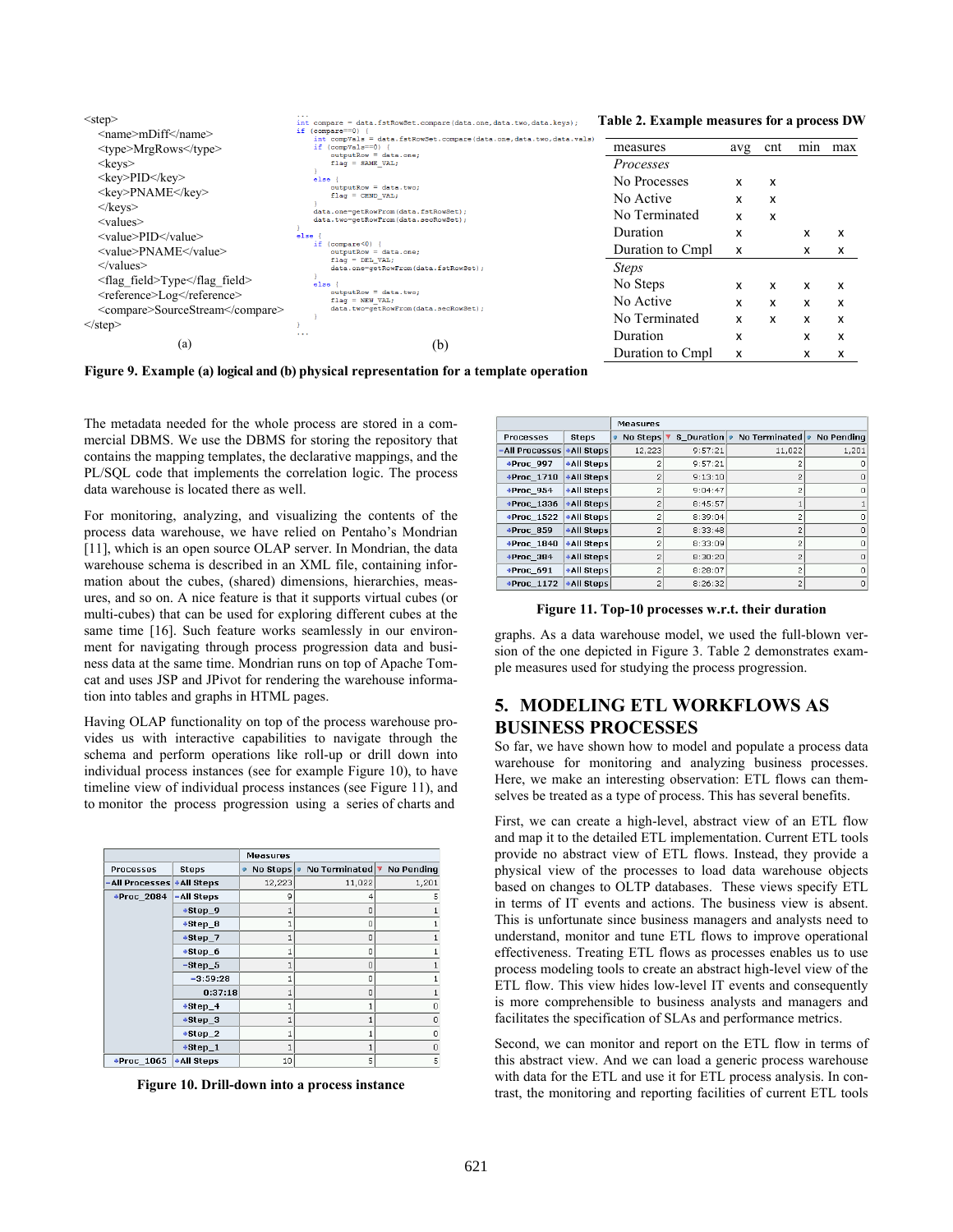```
<step>
  <name>mDiff</name>
  <type>MrgRows</type>
  <keys>
  <key>PID</key>
  <key>PNAME</key>
  </keys>
  <values>
  <value>PID</value>
  <value>PNAME</value>
  </values>
  <flag_field>Type</flag_field>
  <reference>Log</reference>
  <compare>SourceStream</compare>
</step>
```

(a)

```
...
int compare = data.fstRowSet.compare(data.one,data.two,data.keys);
if (compare==0) {
    int compVals = data.fstRowSet.compare(data.one,data.two,data.vals)
    if (compVals==0) {
        outputRow = data.one;
        flag = SAME_VAL;
    }
    else {
        outputRow = data.two;
        flag = CHNG_VAL;
    }
    data.one=getRowFrom(data.fstRowSet);
    data.two=getRowFrom(data.secRowSet);
}
else {
    if (compare<0) {
        outputRow = data.one;
        flag = DEL_VAL;
        data.one=getRowFrom(data.fstRowSet);
    }
    else {
        outputRow = data.two;
        flag = NEW_VAL;
        data.two=getRowFrom(data.secRowSet);
    }
}
...
```

(b)

**Figure 9. Example (a) logical and (b) physical representation for a template operation**

**Table 2. Example measures for a process DW**

| measures | avg | cnt | min | max |
|---|---|---|---|---|
| *Processes* | | | | |
| No Processes | x | x | | |
| No Active | x | x | | |
| No Terminated | x | x | | |
| Duration | x | | x | x |
| Duration to Cmpl | x | | x | x |
| *Steps* | | | | |
| No Steps | x | x | x | x |
| No Active | x | x | x | x |
| No Terminated | x | x | x | x |
| Duration | x | | x | x |
| Duration to Cmpl | x | | x | x |

The metadata needed for the whole process are stored in a commercial DBMS. We use the DBMS for storing the repository that contains the mapping templates, the declarative mappings, and the PL/SQL code that implements the correlation logic. The process data warehouse is located there as well.

For monitoring, analyzing, and visualizing the contents of the process data warehouse, we have relied on Pentaho's Mondrian [11], which is an open source OLAP server. In Mondrian, the data warehouse schema is described in an XML file, containing information about the cubes, (shared) dimensions, hierarchies, measures, and so on. A nice feature is that it supports virtual cubes (or multi-cubes) that can be used for exploring different cubes at the same time [16]. Such feature works seamlessly in our environment for navigating through process progression data and business data at the same time. Mondrian runs on top of Apache Tomcat and uses JSP and JPivot for rendering the warehouse information into tables and graphs in HTML pages.

Having OLAP functionality on top of the process warehouse provides us with interactive capabilities to navigate through the schema and perform operations like roll-up or drill down into individual process instances (see for example Figure 10), to have timeline view of individual process instances (see Figure 11), and to monitor the process progression using a series of charts and graphs. As a data warehouse model, we used the full-blown version of the one depicted in Figure 3. Table 2 demonstrates example measures used for studying the process progression.

| Processes | Steps | No Steps | No Terminated | No Pending |
|---|---|---|---|---|
| -All Processes | +All Steps | 12,223 | 11,022 | 1,201 |
| +Proc_2084 | -All Steps | 9 | 4 | 5 |
| | +Step_9 | 1 | 0 | 1 |
| | +Step_8 | 1 | 0 | 1 |
| | +Step_7 | 1 | 0 | 1 |
| | +Step_6 | 1 | 0 | 1 |
| | -Step_5 | 1 | 0 | 1 |
| | -3:59:28 | 1 | 0 | 1 |
| | 0:37:18 | 1 | 0 | 1 |
| | +Step_4 | 1 | 1 | 0 |
| | +Step_3 | 1 | 1 | 0 |
| | +Step_2 | 1 | 1 | 0 |
| | +Step_1 | 1 | 1 | 0 |
| +Proc_1065 | +All Steps | 10 | 5 | 5 |

**Figure 10. Drill-down into a process instance**

| Processes | Steps | No Steps | S_Duration | No Terminated | No Pending |
|---|---|---|---|---|---|
| -All Processes | +All Steps | 12,223 | 9:57:21 | 11,022 | 1,201 |
| +Proc_997 | +All Steps | 2 | 9:57:21 | 2 | 0 |
| +Proc_1710 | +All Steps | 2 | 9:13:10 | 2 | 0 |
| +Proc_954 | +All Steps | 2 | 9:04:47 | 2 | 0 |
| +Proc_1336 | +All Steps | 2 | 8:45:57 | 1 | 1 |
| +Proc_1522 | +All Steps | 2 | 8:39:04 | 2 | 0 |
| +Proc_859 | +All Steps | 2 | 8:33:48 | 2 | 0 |
| +Proc_1840 | +All Steps | 2 | 8:33:09 | 2 | 0 |
| +Proc_384 | +All Steps | 2 | 8:30:20 | 2 | 0 |
| +Proc_691 | +All Steps | 2 | 8:28:07 | 2 | 0 |
| +Proc_1172 | +All Steps | 2 | 8:26:32 | 2 | 0 |

**Figure 11. Top-10 processes w.r.t. their duration**

## 5. MODELING ETL WORKFLOWS AS BUSINESS PROCESSES

So far, we have shown how to model and populate a process data warehouse for monitoring and analyzing business processes. Here, we make an interesting observation: ETL flows can themselves be treated as a type of process. This has several benefits.

First, we can create a high-level, abstract view of an ETL flow and map it to the detailed ETL implementation. Current ETL tools provide no abstract view of ETL flows. Instead, they provide a physical view of the processes to load data warehouse objects based on changes to OLTP databases. These views specify ETL in terms of IT events and actions. The business view is absent. This is unfortunate since business managers and analysts need to understand, monitor and tune ETL flows to improve operational effectiveness. Treating ETL flows as processes enables us to use process modeling tools to create an abstract high-level view of the ETL flow. This view hides low-level IT events and consequently is more comprehensible to business analysts and managers and facilitates the specification of SLAs and performance metrics.

Second, we can monitor and report on the ETL flow in terms of this abstract view. And we can load a generic process warehouse with data for the ETL and use it for ETL process analysis. In contrast, the monitoring and reporting facilities of current ETL tools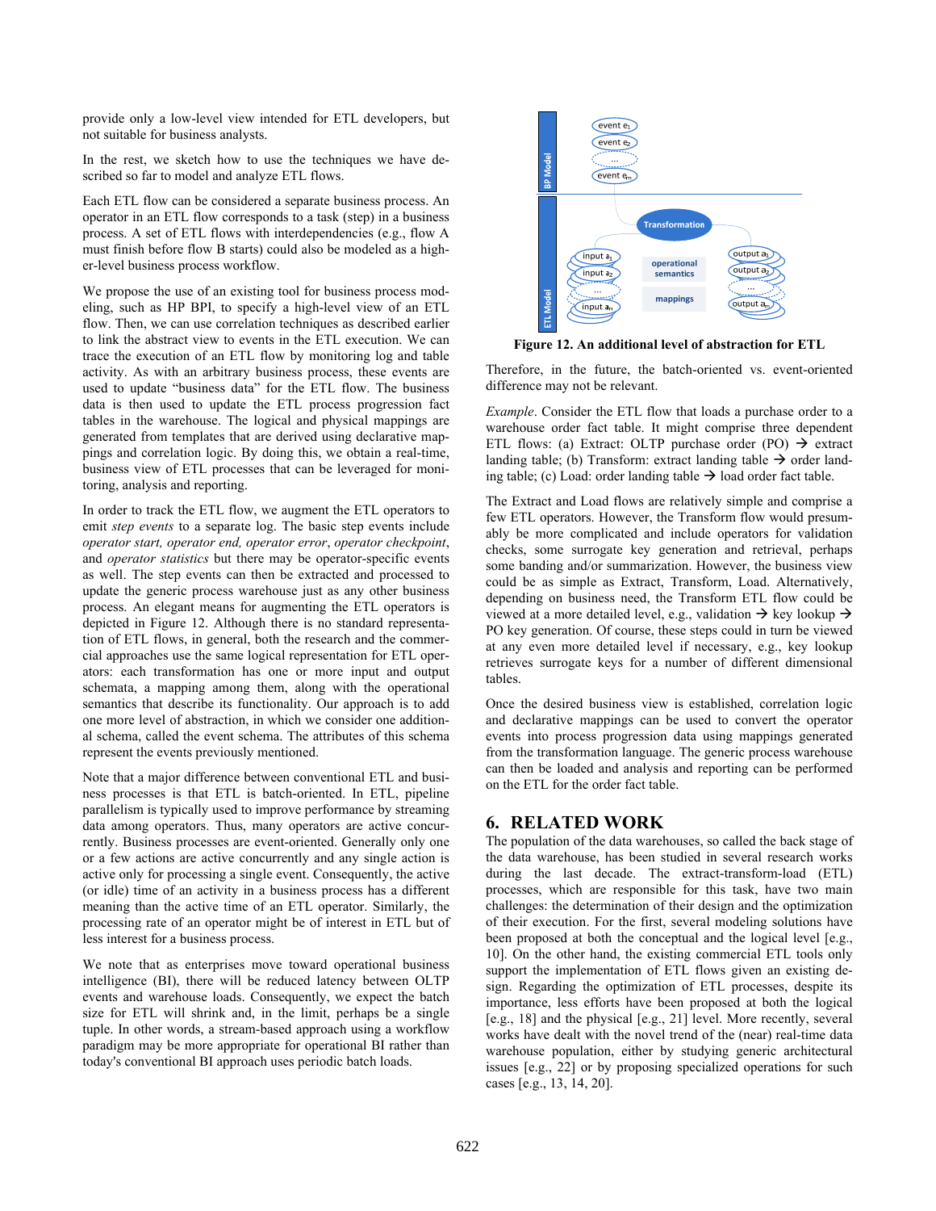provide only a low-level view intended for ETL developers, but not suitable for business analysts.

In the rest, we sketch how to use the techniques we have described so far to model and analyze ETL flows.

Each ETL flow can be considered a separate business process. An operator in an ETL flow corresponds to a task (step) in a business process. A set of ETL flows with interdependencies (e.g., flow A must finish before flow B starts) could also be modeled as a higher-level business process workflow.

We propose the use of an existing tool for business process modeling, such as HP BPI, to specify a high-level view of an ETL flow. Then, we can use correlation techniques as described earlier to link the abstract view to events in the ETL execution. We can trace the execution of an ETL flow by monitoring log and table activity. As with an arbitrary business process, these events are used to update "business data" for the ETL flow. The business data is then used to update the ETL process progression fact tables in the warehouse. The logical and physical mappings are generated from templates that are derived using declarative mappings and correlation logic. By doing this, we obtain a real-time, business view of ETL processes that can be leveraged for monitoring, analysis and reporting.

In order to track the ETL flow, we augment the ETL operators to emit *step events* to a separate log. The basic step events include *operator start*, *operator end*, *operator error*, *operator checkpoint*, and *operator statistics* but there may be operator-specific events as well. The step events can then be extracted and processed to update the generic process warehouse just as any other business process. An elegant means for augmenting the ETL operators is depicted in Figure 12. Although there is no standard representation of ETL flows, in general, both the research and the commercial approaches use the same logical representation for ETL operators: each transformation has one or more input and output schemata, a mapping among them, along with the operational semantics that describe its functionality. Our approach is to add one more level of abstraction, in which we consider one additional schema, called the event schema. The attributes of this schema represent the events previously mentioned.

Note that a major difference between conventional ETL and business processes is that ETL is batch-oriented. In ETL, pipeline parallelism is typically used to improve performance by streaming data among operators. Thus, many operators are active concurrently. Business processes are event-oriented. Generally only one or a few actions are active concurrently and any single action is active only for processing a single event. Consequently, the active (or idle) time of an activity in a business process has a different meaning than the active time of an ETL operator. Similarly, the processing rate of an operator might be of interest in ETL but of less interest for a business process.

We note that as enterprises move toward operational business intelligence (BI), there will be reduced latency between OLTP events and warehouse loads. Consequently, we expect the batch size for ETL will shrink and, in the limit, perhaps be a single tuple. In other words, a stream-based approach using a workflow paradigm may be more appropriate for operational BI rather than today's conventional BI approach uses periodic batch loads.

BP Model
event $e_1$
event $e_2$
...
event $e_m$
ETL Model
Transformation
input $a_1$
input $a_2$
...
input $a_n$
operational semantics
mappings
output $a_1$
output $a_2$
...
output $a_n$

**Figure 12. An additional level of abstraction for ETL**

Therefore, in the future, the batch-oriented vs. event-oriented difference may not be relevant.

*Example*. Consider the ETL flow that loads a purchase order to a warehouse order fact table. It might comprise three dependent ETL flows: (a) Extract: OLTP purchase order (PO) → extract landing table; (b) Transform: extract landing table → order landing table; (c) Load: order landing table → load order fact table.

The Extract and Load flows are relatively simple and comprise a few ETL operators. However, the Transform flow would presumably be more complicated and include operators for validation checks, some surrogate key generation and retrieval, perhaps some banding and/or summarization. However, the business view could be as simple as Extract, Transform, Load. Alternatively, depending on business need, the Transform ETL flow could be viewed at a more detailed level, e.g., validation → key lookup → PO key generation. Of course, these steps could in turn be viewed at any even more detailed level if necessary, e.g., key lookup retrieves surrogate keys for a number of different dimensional tables.

Once the desired business view is established, correlation logic and declarative mappings can be used to convert the operator events into process progression data using mappings generated from the transformation language. The generic process warehouse can then be loaded and analysis and reporting can be performed on the ETL for the order fact table.

# 6. RELATED WORK

The population of the data warehouses, so called the back stage of the data warehouse, has been studied in several research works during the last decade. The extract-transform-load (ETL) processes, which are responsible for this task, have two main challenges: the determination of their design and the optimization of their execution. For the first, several modeling solutions have been proposed at both the conceptual and the logical level [e.g., 10]. On the other hand, the existing commercial ETL tools only support the implementation of ETL flows given an existing design. Regarding the optimization of ETL processes, despite its importance, less efforts have been proposed at both the logical [e.g., 18] and the physical [e.g., 21] level. More recently, several works have dealt with the novel trend of the (near) real-time data warehouse population, either by studying generic architectural issues [e.g., 22] or by proposing specialized operations for such cases [e.g., 13, 14, 20].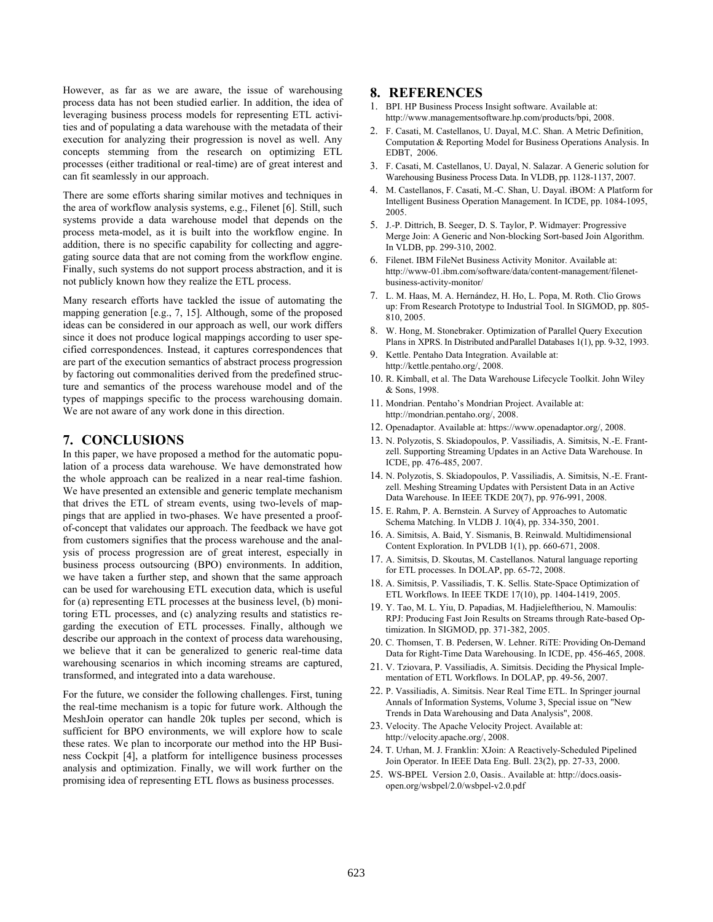However, as far as we are aware, the issue of warehousing process data has not been studied earlier. In addition, the idea of leveraging business process models for representing ETL activities and of populating a data warehouse with the metadata of their execution for analyzing their progression is novel as well. Any concepts stemming from the research on optimizing ETL processes (either traditional or real-time) are of great interest and can fit seamlessly in our approach.

There are some efforts sharing similar motives and techniques in the area of workflow analysis systems, e.g., Filenet [6]. Still, such systems provide a data warehouse model that depends on the process meta-model, as it is built into the workflow engine. In addition, there is no specific capability for collecting and aggregating source data that are not coming from the workflow engine. Finally, such systems do not support process abstraction, and it is not publicly known how they realize the ETL process.

Many research efforts have tackled the issue of automating the mapping generation [e.g., 7, 15]. Although, some of the proposed ideas can be considered in our approach as well, our work differs since it does not produce logical mappings according to user specified correspondences. Instead, it captures correspondences that are part of the execution semantics of abstract process progression by factoring out commonalities derived from the predefined structure and semantics of the process warehouse model and of the types of mappings specific to the process warehousing domain. We are not aware of any work done in this direction.

## 7. CONCLUSIONS

In this paper, we have proposed a method for the automatic population of a process data warehouse. We have demonstrated how the whole approach can be realized in a near real-time fashion. We have presented an extensible and generic template mechanism that drives the ETL of stream events, using two-levels of mappings that are applied in two-phases. We have presented a proof-of-concept that validates our approach. The feedback we have got from customers signifies that the process warehouse and the analysis of process progression are of great interest, especially in business process outsourcing (BPO) environments. In addition, we have taken a further step, and shown that the same approach can be used for warehousing ETL execution data, which is useful for (a) representing ETL processes at the business level, (b) monitoring ETL processes, and (c) analyzing results and statistics regarding the execution of ETL processes. Finally, although we describe our approach in the context of process data warehousing, we believe that it can be generalized to generic real-time data warehousing scenarios in which incoming streams are captured, transformed, and integrated into a data warehouse.

For the future, we consider the following challenges. First, tuning the real-time mechanism is a topic for future work. Although the MeshJoin operator can handle 20k tuples per second, which is sufficient for BPO environments, we will explore how to scale these rates. We plan to incorporate our method into the HP Business Cockpit [4], a platform for intelligence business processes analysis and optimization. Finally, we will work further on the promising idea of representing ETL flows as business processes.

## 8. REFERENCES

1. BPI. HP Business Process Insight software. Available at: http://www.managementsoftware.hp.com/products/bpi, 2008.
2. F. Casati, M. Castellanos, U. Dayal, M.C. Shan. A Metric Definition, Computation & Reporting Model for Business Operations Analysis. In EDBT, 2006.
3. F. Casati, M. Castellanos, U. Dayal, N. Salazar. A Generic solution for Warehousing Business Process Data. In VLDB, pp. 1128-1137, 2007.
4. M. Castellanos, F. Casati, M.-C. Shan, U. Dayal. iBOM: A Platform for Intelligent Business Operation Management. In ICDE, pp. 1084-1095, 2005.
5. J.-P. Dittrich, B. Seeger, D. S. Taylor, P. Widmayer: Progressive Merge Join: A Generic and Non-blocking Sort-based Join Algorithm. In VLDB, pp. 299-310, 2002.
6. Filenet. IBM FileNet Business Activity Monitor. Available at: http://www-01.ibm.com/software/data/content-management/filenet-business-activity-monitor/
7. L. M. Haas, M. A. Hernández, H. Ho, L. Popa, M. Roth. Clio Grows up: From Research Prototype to Industrial Tool. In SIGMOD, pp. 805-810, 2005.
8. W. Hong, M. Stonebraker. Optimization of Parallel Query Execution Plans in XPRS. In Distributed and Parallel Databases 1(1), pp. 9-32, 1993.
9. Kettle. Pentaho Data Integration. Available at: http://kettle.pentaho.org/, 2008.
10. R. Kimball, et al. The Data Warehouse Lifecycle Toolkit. John Wiley & Sons, 1998.
11. Mondrian. Pentaho's Mondrian Project. Available at: http://mondrian.pentaho.org/, 2008.
12. Openadaptor. Available at: https://www.openadaptor.org/, 2008.
13. N. Polyzotis, S. Skiadopoulos, P. Vassiliadis, A. Simitsis, N.-E. Frantzell. Supporting Streaming Updates in an Active Data Warehouse. In ICDE, pp. 476-485, 2007.
14. N. Polyzotis, S. Skiadopoulos, P. Vassiliadis, A. Simitsis, N.-E. Frantzell. Meshing Streaming Updates with Persistent Data in an Active Data Warehouse. In IEEE TKDE 20(7), pp. 976-991, 2008.
15. E. Rahm, P. A. Bernstein. A Survey of Approaches to Automatic Schema Matching. In VLDB J. 10(4), pp. 334-350, 2001.
16. A. Simitsis, A. Baid, Y. Sismanis, B. Reinwald. Multidimensional Content Exploration. In PVLDB 1(1), pp. 660-671, 2008.
17. A. Simitsis, D. Skoutas, M. Castellanos. Natural language reporting for ETL processes. In DOLAP, pp. 65-72, 2008.
18. A. Simitsis, P. Vassiliadis, T. K. Sellis. State-Space Optimization of ETL Workflows. In IEEE TKDE 17(10), pp. 1404-1419, 2005.
19. Y. Tao, M. L. Yiu, D. Papadias, M. Hadjieleftheriou, N. Mamoulis: RPJ: Producing Fast Join Results on Streams through Rate-based Optimization. In SIGMOD, pp. 371-382, 2005.
20. C. Thomsen, T. B. Pedersen, W. Lehner. RiTE: Providing On-Demand Data for Right-Time Data Warehousing. In ICDE, pp. 456-465, 2008.
21. V. Tziovara, P. Vassiliadis, A. Simitsis. Deciding the Physical Implementation of ETL Workflows. In DOLAP, pp. 49-56, 2007.
22. P. Vassiliadis, A. Simitsis. Near Real Time ETL. In Springer journal Annals of Information Systems, Volume 3, Special issue on "New Trends in Data Warehousing and Data Analysis", 2008.
23. Velocity. The Apache Velocity Project. Available at: http://velocity.apache.org/, 2008.
24. T. Urhan, M. J. Franklin: XJoin: A Reactively-Scheduled Pipelined Join Operator. In IEEE Data Eng. Bull. 23(2), pp. 27-33, 2000.
25. WS-BPEL Version 2.0, Oasis.. Available at: http://docs.oasis-open.org/wsbpel/2.0/wsbpel-v2.0.pdf